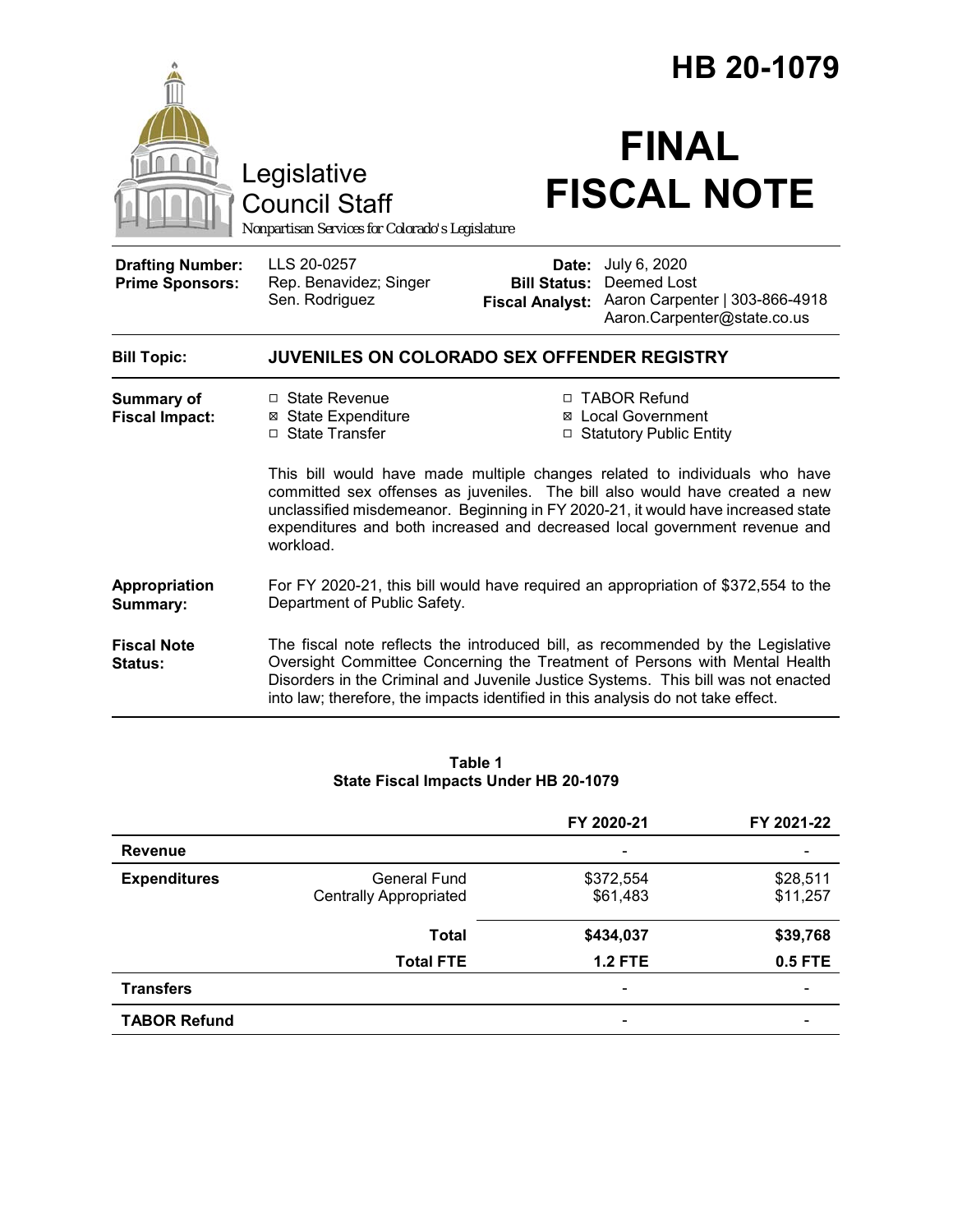# HB 20-1079

Legislative Council Staff

*Nonpartisan Services for Colorado's Legislature*

# FINAL FISCAL NOTE

| | | | |
|---|---|---|---|
| **Drafting Number:** | LLS 20-0257 | **Date:** | July 6, 2020 |
| **Prime Sponsors:** | Rep. Benavidez; Singer<br>Sen. Rodriguez | **Bill Status:** | Deemed Lost |
| | | **Fiscal Analyst:** | Aaron Carpenter \| 303-866-4918<br>Aaron.Carpenter@state.co.us |

**Bill Topic:** **JUVENILES ON COLORADO SEX OFFENDER REGISTRY**

**Summary of Fiscal Impact:**

- ☐ State Revenue
- ☒ State Expenditure
- ☐ State Transfer
- ☐ TABOR Refund
- ☒ Local Government
- ☐ Statutory Public Entity

This bill would have made multiple changes related to individuals who have committed sex offenses as juveniles. The bill also would have created a new unclassified misdemeanor. Beginning in FY 2020-21, it would have increased state expenditures and both increased and decreased local government revenue and workload.

**Appropriation Summary:** For FY 2020-21, this bill would have required an appropriation of $372,554 to the Department of Public Safety.

**Fiscal Note Status:** The fiscal note reflects the introduced bill, as recommended by the Legislative Oversight Committee Concerning the Treatment of Persons with Mental Health Disorders in the Criminal and Juvenile Justice Systems. This bill was not enacted into law; therefore, the impacts identified in this analysis do not take effect.

**Table 1**
**State Fiscal Impacts Under HB 20-1079**

| | | FY 2020-21 | FY 2021-22 |
|---|---|---|---|
| **Revenue** | | - | - |
| **Expenditures** | General Fund | $372,554 | $28,511 |
| | Centrally Appropriated | $61,483 | $11,257 |
| | **Total** | **$434,037** | **$39,768** |
| | **Total FTE** | **1.2 FTE** | **0.5 FTE** |
| **Transfers** | | - | - |
| **TABOR Refund** | | - | - |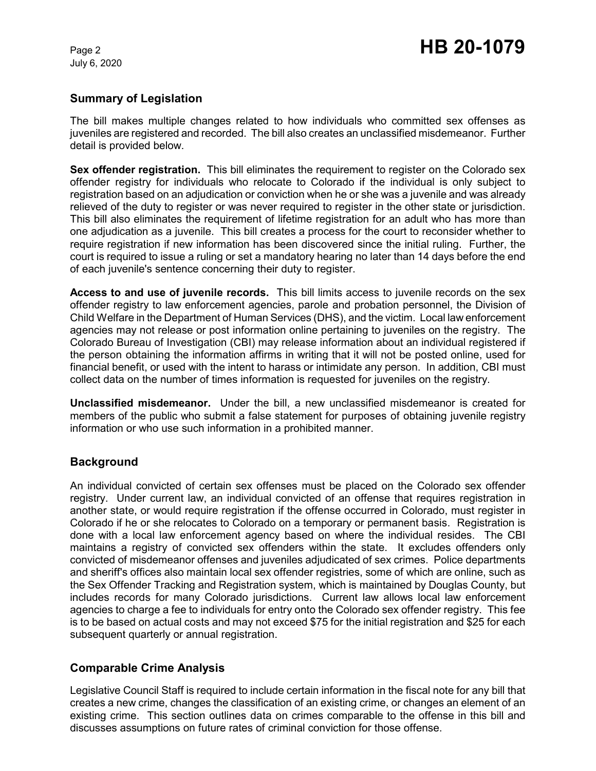## Summary of Legislation

The bill makes multiple changes related to how individuals who committed sex offenses as juveniles are registered and recorded. The bill also creates an unclassified misdemeanor. Further detail is provided below.

**Sex offender registration.** This bill eliminates the requirement to register on the Colorado sex offender registry for individuals who relocate to Colorado if the individual is only subject to registration based on an adjudication or conviction when he or she was a juvenile and was already relieved of the duty to register or was never required to register in the other state or jurisdiction. This bill also eliminates the requirement of lifetime registration for an adult who has more than one adjudication as a juvenile. This bill creates a process for the court to reconsider whether to require registration if new information has been discovered since the initial ruling. Further, the court is required to issue a ruling or set a mandatory hearing no later than 14 days before the end of each juvenile's sentence concerning their duty to register.

**Access to and use of juvenile records.** This bill limits access to juvenile records on the sex offender registry to law enforcement agencies, parole and probation personnel, the Division of Child Welfare in the Department of Human Services (DHS), and the victim. Local law enforcement agencies may not release or post information online pertaining to juveniles on the registry. The Colorado Bureau of Investigation (CBI) may release information about an individual registered if the person obtaining the information affirms in writing that it will not be posted online, used for financial benefit, or used with the intent to harass or intimidate any person. In addition, CBI must collect data on the number of times information is requested for juveniles on the registry.

**Unclassified misdemeanor.** Under the bill, a new unclassified misdemeanor is created for members of the public who submit a false statement for purposes of obtaining juvenile registry information or who use such information in a prohibited manner.

## Background

An individual convicted of certain sex offenses must be placed on the Colorado sex offender registry. Under current law, an individual convicted of an offense that requires registration in another state, or would require registration if the offense occurred in Colorado, must register in Colorado if he or she relocates to Colorado on a temporary or permanent basis. Registration is done with a local law enforcement agency based on where the individual resides. The CBI maintains a registry of convicted sex offenders within the state. It excludes offenders only convicted of misdemeanor offenses and juveniles adjudicated of sex crimes. Police departments and sheriff's offices also maintain local sex offender registries, some of which are online, such as the Sex Offender Tracking and Registration system, which is maintained by Douglas County, but includes records for many Colorado jurisdictions. Current law allows local law enforcement agencies to charge a fee to individuals for entry onto the Colorado sex offender registry. This fee is to be based on actual costs and may not exceed $75 for the initial registration and $25 for each subsequent quarterly or annual registration.

## Comparable Crime Analysis

Legislative Council Staff is required to include certain information in the fiscal note for any bill that creates a new crime, changes the classification of an existing crime, or changes an element of an existing crime. This section outlines data on crimes comparable to the offense in this bill and discusses assumptions on future rates of criminal conviction for those offense.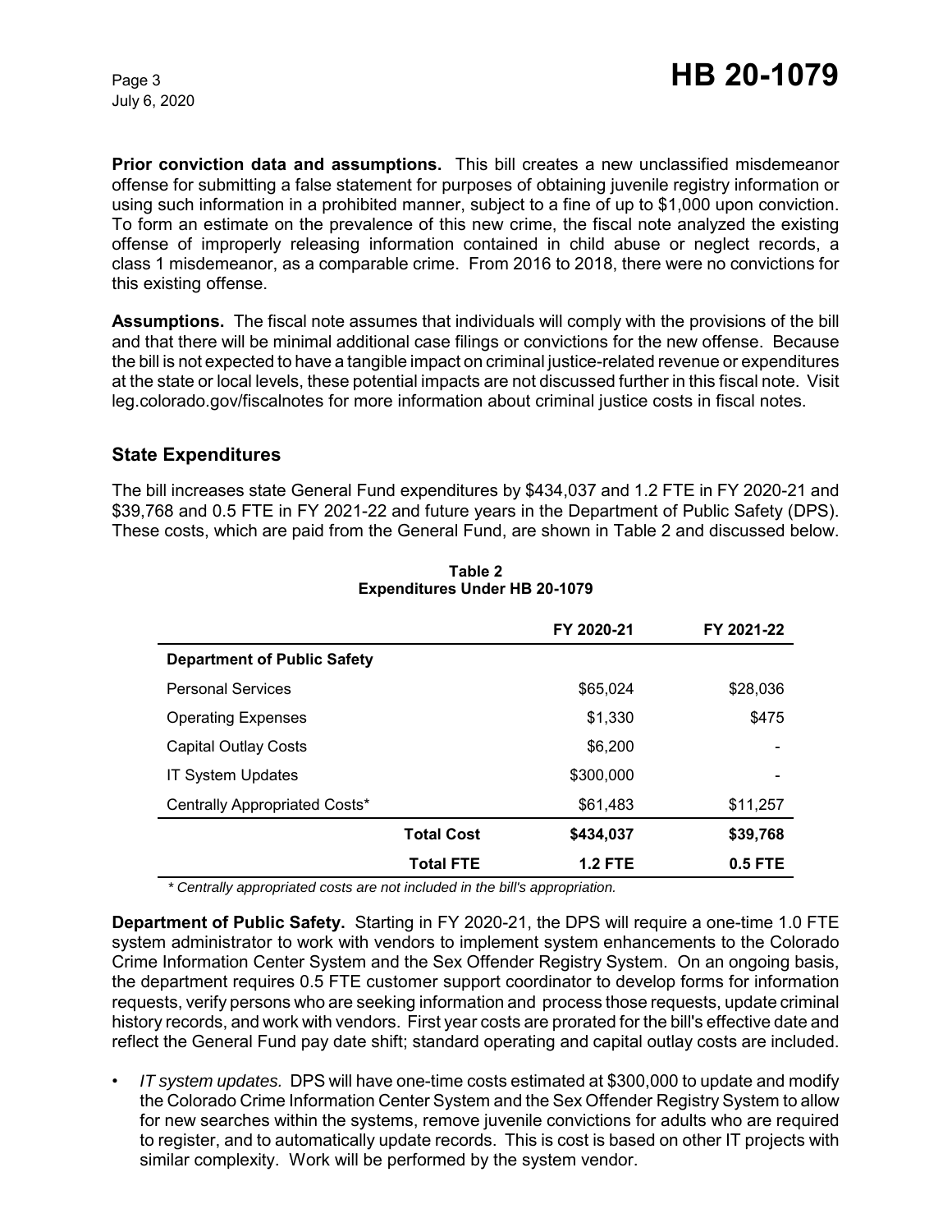**Prior conviction data and assumptions.** This bill creates a new unclassified misdemeanor offense for submitting a false statement for purposes of obtaining juvenile registry information or using such information in a prohibited manner, subject to a fine of up to $1,000 upon conviction. To form an estimate on the prevalence of this new crime, the fiscal note analyzed the existing offense of improperly releasing information contained in child abuse or neglect records, a class 1 misdemeanor, as a comparable crime. From 2016 to 2018, there were no convictions for this existing offense.

**Assumptions.** The fiscal note assumes that individuals will comply with the provisions of the bill and that there will be minimal additional case filings or convictions for the new offense. Because the bill is not expected to have a tangible impact on criminal justice-related revenue or expenditures at the state or local levels, these potential impacts are not discussed further in this fiscal note. Visit leg.colorado.gov/fiscalnotes for more information about criminal justice costs in fiscal notes.

## State Expenditures

The bill increases state General Fund expenditures by $434,037 and 1.2 FTE in FY 2020-21 and $39,768 and 0.5 FTE in FY 2021-22 and future years in the Department of Public Safety (DPS). These costs, which are paid from the General Fund, are shown in Table 2 and discussed below.

**Table 2**
**Expenditures Under HB 20-1079**

| | FY 2020-21 | FY 2021-22 |
|---|---|---|
| **Department of Public Safety** | | |
| Personal Services | $65,024 | $28,036 |
| Operating Expenses | $1,330 | $475 |
| Capital Outlay Costs | $6,200 | - |
| IT System Updates | $300,000 | - |
| Centrally Appropriated Costs* | $61,483 | $11,257 |
| **Total Cost** | **$434,037** | **$39,768** |
| **Total FTE** | **1.2 FTE** | **0.5 FTE** |

*\* Centrally appropriated costs are not included in the bill's appropriation.*

**Department of Public Safety.** Starting in FY 2020-21, the DPS will require a one-time 1.0 FTE system administrator to work with vendors to implement system enhancements to the Colorado Crime Information Center System and the Sex Offender Registry System. On an ongoing basis, the department requires 0.5 FTE customer support coordinator to develop forms for information requests, verify persons who are seeking information and process those requests, update criminal history records, and work with vendors. First year costs are prorated for the bill's effective date and reflect the General Fund pay date shift; standard operating and capital outlay costs are included.

- *IT system updates.* DPS will have one-time costs estimated at $300,000 to update and modify the Colorado Crime Information Center System and the Sex Offender Registry System to allow for new searches within the systems, remove juvenile convictions for adults who are required to register, and to automatically update records. This is cost is based on other IT projects with similar complexity. Work will be performed by the system vendor.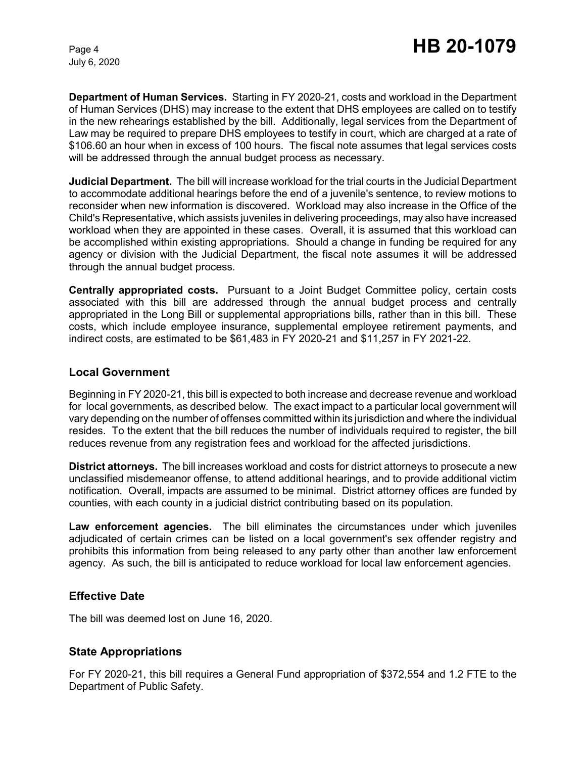**Department of Human Services.** Starting in FY 2020-21, costs and workload in the Department of Human Services (DHS) may increase to the extent that DHS employees are called on to testify in the new rehearings established by the bill. Additionally, legal services from the Department of Law may be required to prepare DHS employees to testify in court, which are charged at a rate of $106.60 an hour when in excess of 100 hours. The fiscal note assumes that legal services costs will be addressed through the annual budget process as necessary.

**Judicial Department.** The bill will increase workload for the trial courts in the Judicial Department to accommodate additional hearings before the end of a juvenile's sentence, to review motions to reconsider when new information is discovered. Workload may also increase in the Office of the Child's Representative, which assists juveniles in delivering proceedings, may also have increased workload when they are appointed in these cases. Overall, it is assumed that this workload can be accomplished within existing appropriations. Should a change in funding be required for any agency or division with the Judicial Department, the fiscal note assumes it will be addressed through the annual budget process.

**Centrally appropriated costs.** Pursuant to a Joint Budget Committee policy, certain costs associated with this bill are addressed through the annual budget process and centrally appropriated in the Long Bill or supplemental appropriations bills, rather than in this bill. These costs, which include employee insurance, supplemental employee retirement payments, and indirect costs, are estimated to be $61,483 in FY 2020-21 and $11,257 in FY 2021-22.

## Local Government

Beginning in FY 2020-21, this bill is expected to both increase and decrease revenue and workload for local governments, as described below. The exact impact to a particular local government will vary depending on the number of offenses committed within its jurisdiction and where the individual resides. To the extent that the bill reduces the number of individuals required to register, the bill reduces revenue from any registration fees and workload for the affected jurisdictions.

**District attorneys.** The bill increases workload and costs for district attorneys to prosecute a new unclassified misdemeanor offense, to attend additional hearings, and to provide additional victim notification. Overall, impacts are assumed to be minimal. District attorney offices are funded by counties, with each county in a judicial district contributing based on its population.

**Law enforcement agencies.** The bill eliminates the circumstances under which juveniles adjudicated of certain crimes can be listed on a local government's sex offender registry and prohibits this information from being released to any party other than another law enforcement agency. As such, the bill is anticipated to reduce workload for local law enforcement agencies.

## Effective Date

The bill was deemed lost on June 16, 2020.

## State Appropriations

For FY 2020-21, this bill requires a General Fund appropriation of $372,554 and 1.2 FTE to the Department of Public Safety.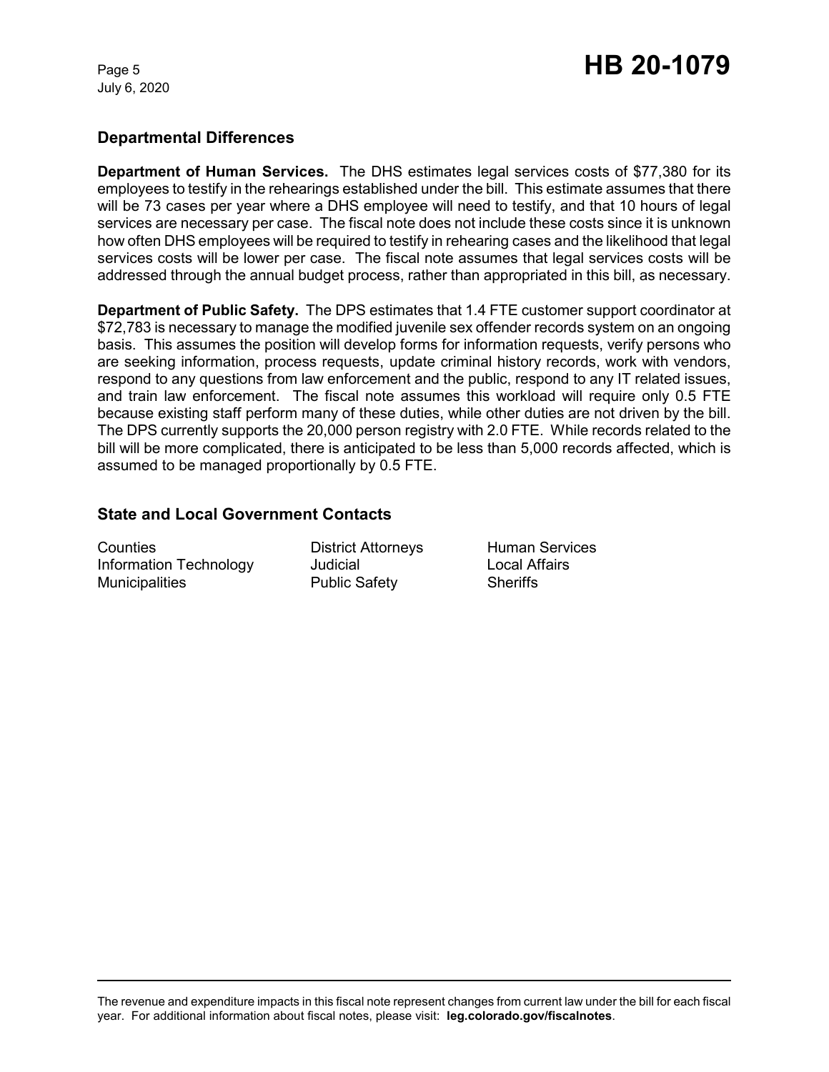## Departmental Differences

**Department of Human Services.** The DHS estimates legal services costs of $77,380 for its employees to testify in the rehearings established under the bill. This estimate assumes that there will be 73 cases per year where a DHS employee will need to testify, and that 10 hours of legal services are necessary per case. The fiscal note does not include these costs since it is unknown how often DHS employees will be required to testify in rehearing cases and the likelihood that legal services costs will be lower per case. The fiscal note assumes that legal services costs will be addressed through the annual budget process, rather than appropriated in this bill, as necessary.

**Department of Public Safety.** The DPS estimates that 1.4 FTE customer support coordinator at $72,783 is necessary to manage the modified juvenile sex offender records system on an ongoing basis. This assumes the position will develop forms for information requests, verify persons who are seeking information, process requests, update criminal history records, work with vendors, respond to any questions from law enforcement and the public, respond to any IT related issues, and train law enforcement. The fiscal note assumes this workload will require only 0.5 FTE because existing staff perform many of these duties, while other duties are not driven by the bill. The DPS currently supports the 20,000 person registry with 2.0 FTE. While records related to the bill will be more complicated, there is anticipated to be less than 5,000 records affected, which is assumed to be managed proportionally by 0.5 FTE.

## State and Local Government Contacts

| | | |
|---|---|---|
| Counties | District Attorneys | Human Services |
| Information Technology | Judicial | Local Affairs |
| Municipalities | Public Safety | Sheriffs |

The revenue and expenditure impacts in this fiscal note represent changes from current law under the bill for each fiscal year. For additional information about fiscal notes, please visit: **leg.colorado.gov/fiscalnotes**.